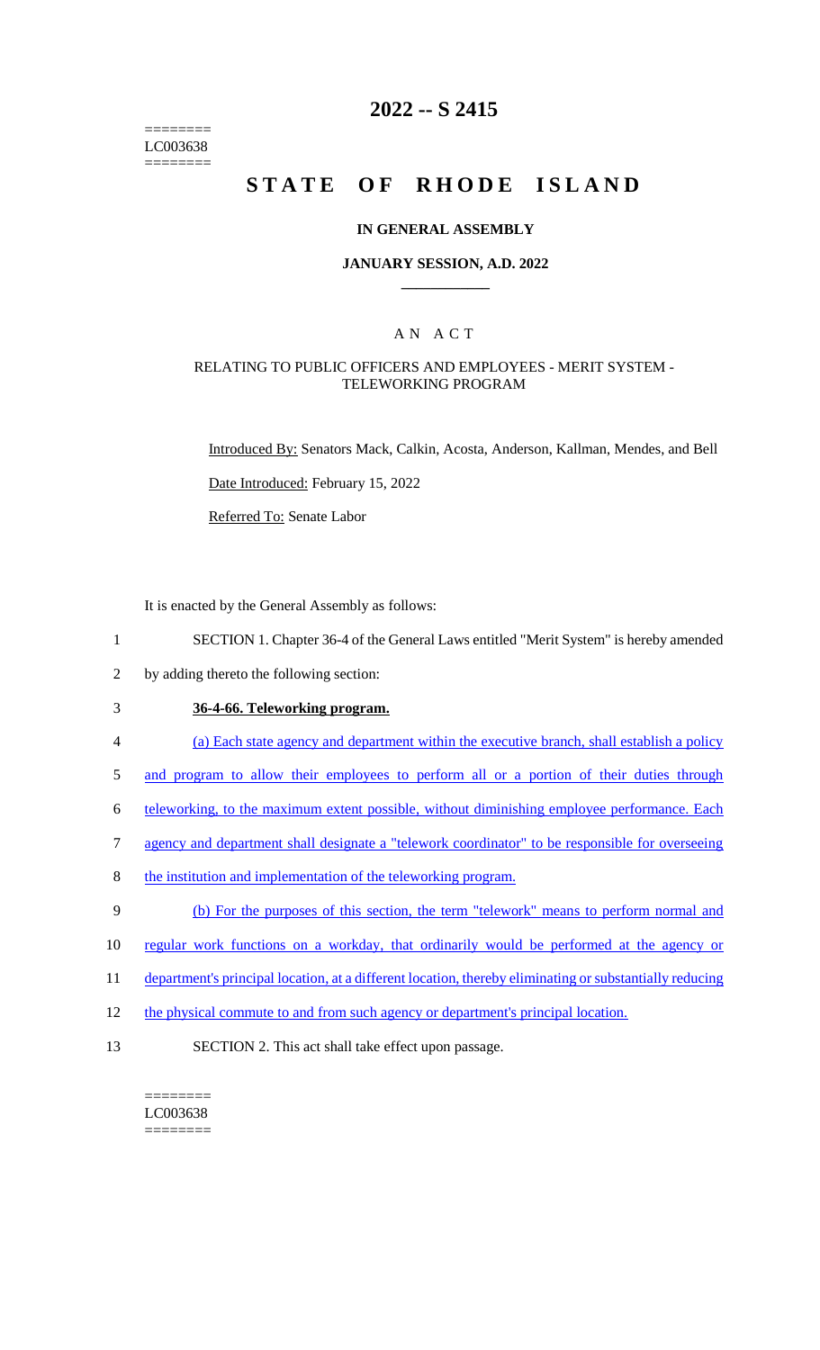========
LC003638
========

# 2022 -- S 2415

# STATE OF RHODE ISLAND

## IN GENERAL ASSEMBLY

### JANUARY SESSION, A.D. 2022

---

## A N A C T

### RELATING TO PUBLIC OFFICERS AND EMPLOYEES - MERIT SYSTEM - TELEWORKING PROGRAM

Introduced By: Senators Mack, Calkin, Acosta, Anderson, Kallman, Mendes, and Bell

Date Introduced: February 15, 2022

Referred To: Senate Labor

It is enacted by the General Assembly as follows:

1 SECTION 1. Chapter 36-4 of the General Laws entitled "Merit System" is hereby amended
2 by adding thereto the following section:

3 **36-4-66. Teleworking program.**

4 (a) Each state agency and department within the executive branch, shall establish a policy
5 and program to allow their employees to perform all or a portion of their duties through
6 teleworking, to the maximum extent possible, without diminishing employee performance. Each
7 agency and department shall designate a "telework coordinator" to be responsible for overseeing
8 the institution and implementation of the teleworking program.

9 (b) For the purposes of this section, the term "telework" means to perform normal and
10 regular work functions on a workday, that ordinarily would be performed at the agency or
11 department's principal location, at a different location, thereby eliminating or substantially reducing
12 the physical commute to and from such agency or department's principal location.

13 SECTION 2. This act shall take effect upon passage.

========
LC003638
========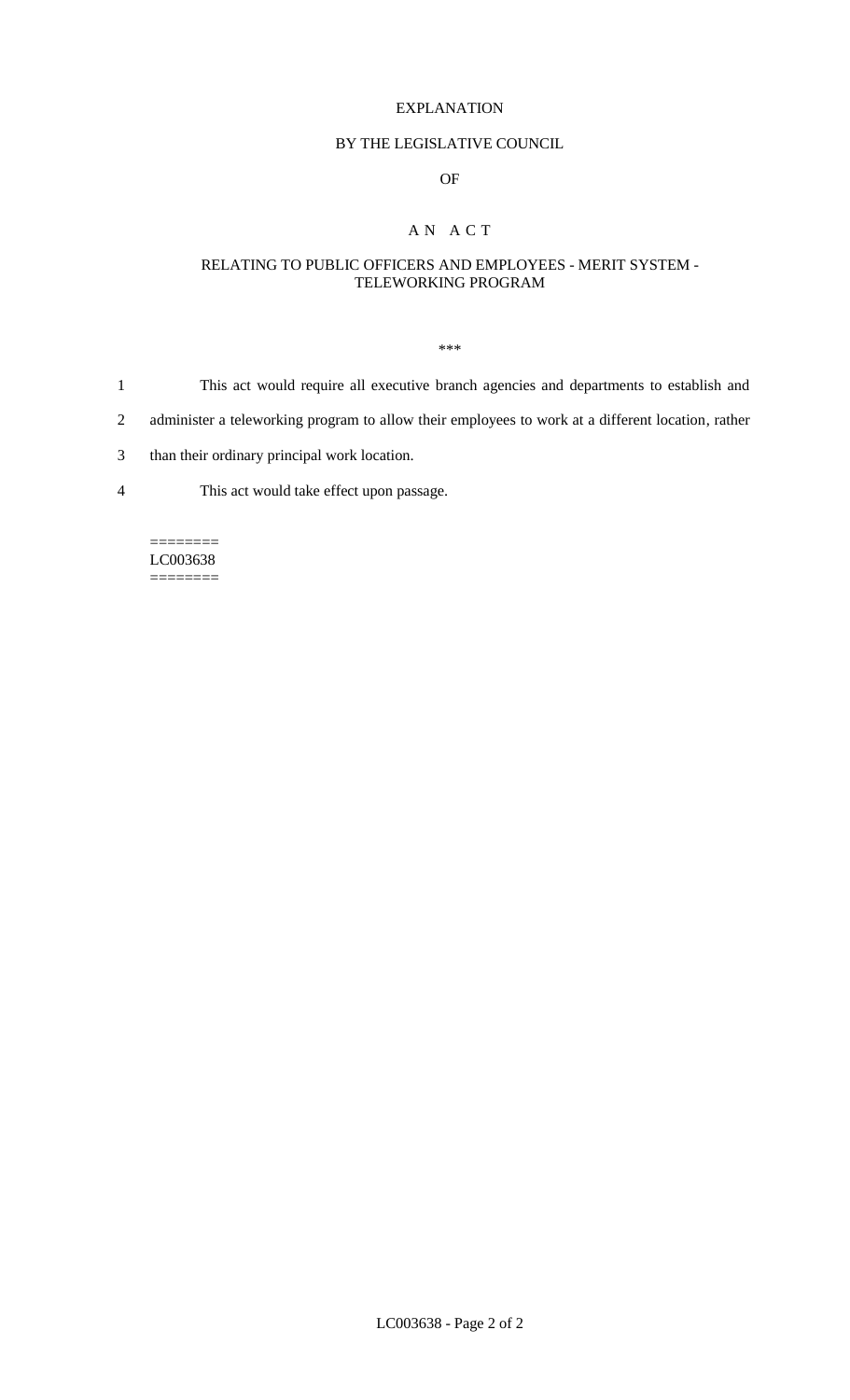EXPLANATION

BY THE LEGISLATIVE COUNCIL

OF

# A N A C T

RELATING TO PUBLIC OFFICERS AND EMPLOYEES - MERIT SYSTEM - TELEWORKING PROGRAM

\*\*\*

1 This act would require all executive branch agencies and departments to establish and
2 administer a teleworking program to allow their employees to work at a different location, rather
3 than their ordinary principal work location.
4 This act would take effect upon passage.

========
LC003638
========